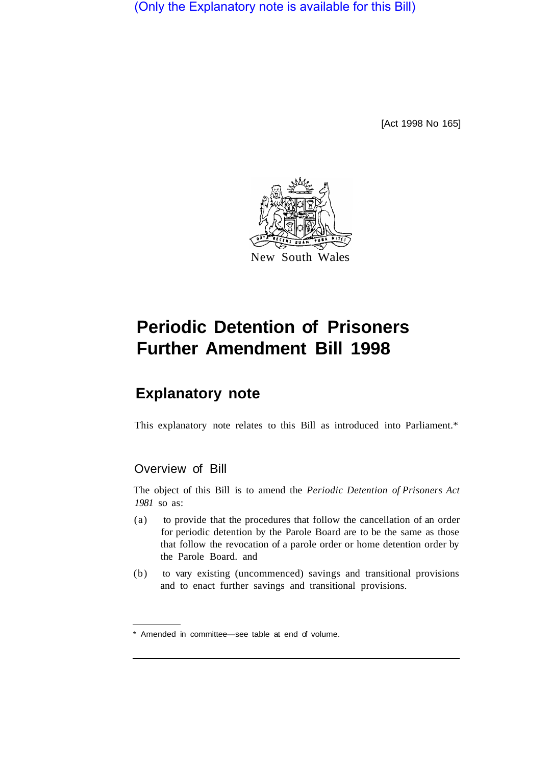(Only the Explanatory note is available for this Bill)

[Act 1998 No 165]

New South Wales

# Periodic Detention of Prisoners Further Amendment Bill 1998

## Explanatory note

This explanatory note relates to this Bill as introduced into Parliament.*

### Overview of Bill

The object of this Bill is to amend the *Periodic Detention of Prisoners Act 1981* so as:

(a) to provide that the procedures that follow the cancellation of an order for periodic detention by the Parole Board are to be the same as those that follow the revocation of a parole order or home detention order by the Parole Board. and

(b) to vary existing (uncommenced) savings and transitional provisions and to enact further savings and transitional provisions.

* Amended in committee—see table at end of volume.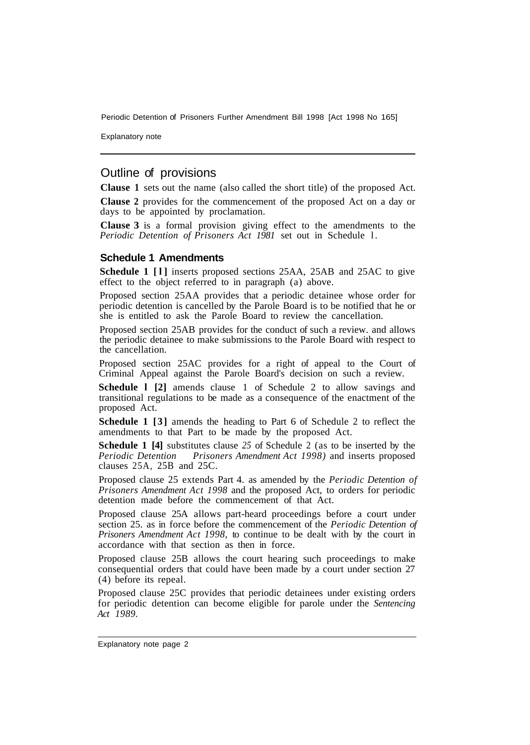## Outline of provisions

**Clause 1** sets out the name (also called the short title) of the proposed Act.

**Clause 2** provides for the commencement of the proposed Act on a day or days to be appointed by proclamation.

**Clause 3** is a formal provision giving effect to the amendments to the *Periodic Detention of Prisoners Act 1981* set out in Schedule 1.

### Schedule 1 Amendments

**Schedule 1 [1]** inserts proposed sections 25AA, 25AB and 25AC to give effect to the object referred to in paragraph (a) above.

Proposed section 25AA provides that a periodic detainee whose order for periodic detention is cancelled by the Parole Board is to be notified that he or she is entitled to ask the Parole Board to review the cancellation.

Proposed section 25AB provides for the conduct of such a review. and allows the periodic detainee to make submissions to the Parole Board with respect to the cancellation.

Proposed section 25AC provides for a right of appeal to the Court of Criminal Appeal against the Parole Board's decision on such a review.

**Schedule 1 [2]** amends clause 1 of Schedule 2 to allow savings and transitional regulations to be made as a consequence of the enactment of the proposed Act.

**Schedule 1 [3]** amends the heading to Part 6 of Schedule 2 to reflect the amendments to that Part to be made by the proposed Act.

**Schedule 1 [4]** substitutes clause *25* of Schedule 2 (as to be inserted by the *Periodic Detention Prisoners Amendment Act 1998)* and inserts proposed clauses 25A, 25B and 25C.

Proposed clause 25 extends Part 4. as amended by the *Periodic Detention of Prisoners Amendment Act 1998* and the proposed Act, to orders for periodic detention made before the commencement of that Act.

Proposed clause 25A allows part-heard proceedings before a court under section 25. as in force before the commencement of the *Periodic Detention of Prisoners Amendment Act 1998,* to continue to be dealt with by the court in accordance with that section as then in force.

Proposed clause 25B allows the court hearing such proceedings to make consequential orders that could have been made by a court under section 27 (4) before its repeal.

Proposed clause 25C provides that periodic detainees under existing orders for periodic detention can become eligible for parole under the *Sentencing Act 1989*.